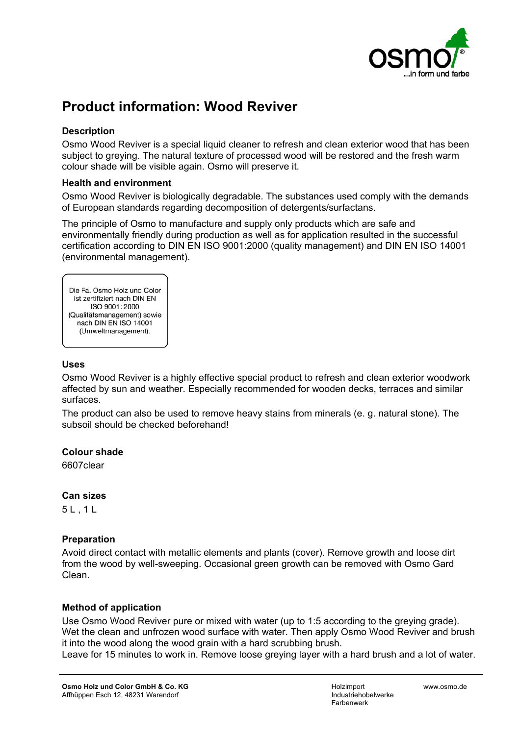# Product information: Wood Reviver

### Description

Osmo Wood Reviver is a special liquid cleaner to refresh and clean exterior wood that has been subject to greying. The natural texture of processed wood will be restored and the fresh warm colour shade will be visible again. Osmo will preserve it.

### Health and environment

Osmo Wood Reviver is biologically degradable. The substances used comply with the demands of European standards regarding decomposition of detergents/surfactans.

The principle of Osmo to manufacture and supply only products which are safe and environmentally friendly during production as well as for application resulted in the successful certification according to DIN EN ISO 9001:2000 (quality management) and DIN EN ISO 14001 (environmental management).

Die Fa. Osmo Holz und Color ist zertifiziert nach DIN EN ISO 9001:2000 (Qualitätsmanagement) sowie nach DIN EN ISO 14001 (Umweltmanagement).

### Uses

Osmo Wood Reviver is a highly effective special product to refresh and clean exterior woodwork affected by sun and weather. Especially recommended for wooden decks, terraces and similar surfaces.

The product can also be used to remove heavy stains from minerals (e. g. natural stone). The subsoil should be checked beforehand!

### Colour shade

6607clear

### Can sizes

5 L , 1 L

### Preparation

Avoid direct contact with metallic elements and plants (cover). Remove growth and loose dirt from the wood by well-sweeping. Occasional green growth can be removed with Osmo Gard Clean.

### Method of application

Use Osmo Wood Reviver pure or mixed with water (up to 1:5 according to the greying grade). Wet the clean and unfrozen wood surface with water. Then apply Osmo Wood Reviver and brush it into the wood along the wood grain with a hard scrubbing brush.
Leave for 15 minutes to work in. Remove loose greying layer with a hard brush and a lot of water.

**Osmo Holz und Color GmbH & Co. KG**
Affhüppen Esch 12, 48231 Warendorf

Holzimport
Industriehobelwerke
Farbenwerk

www.osmo.de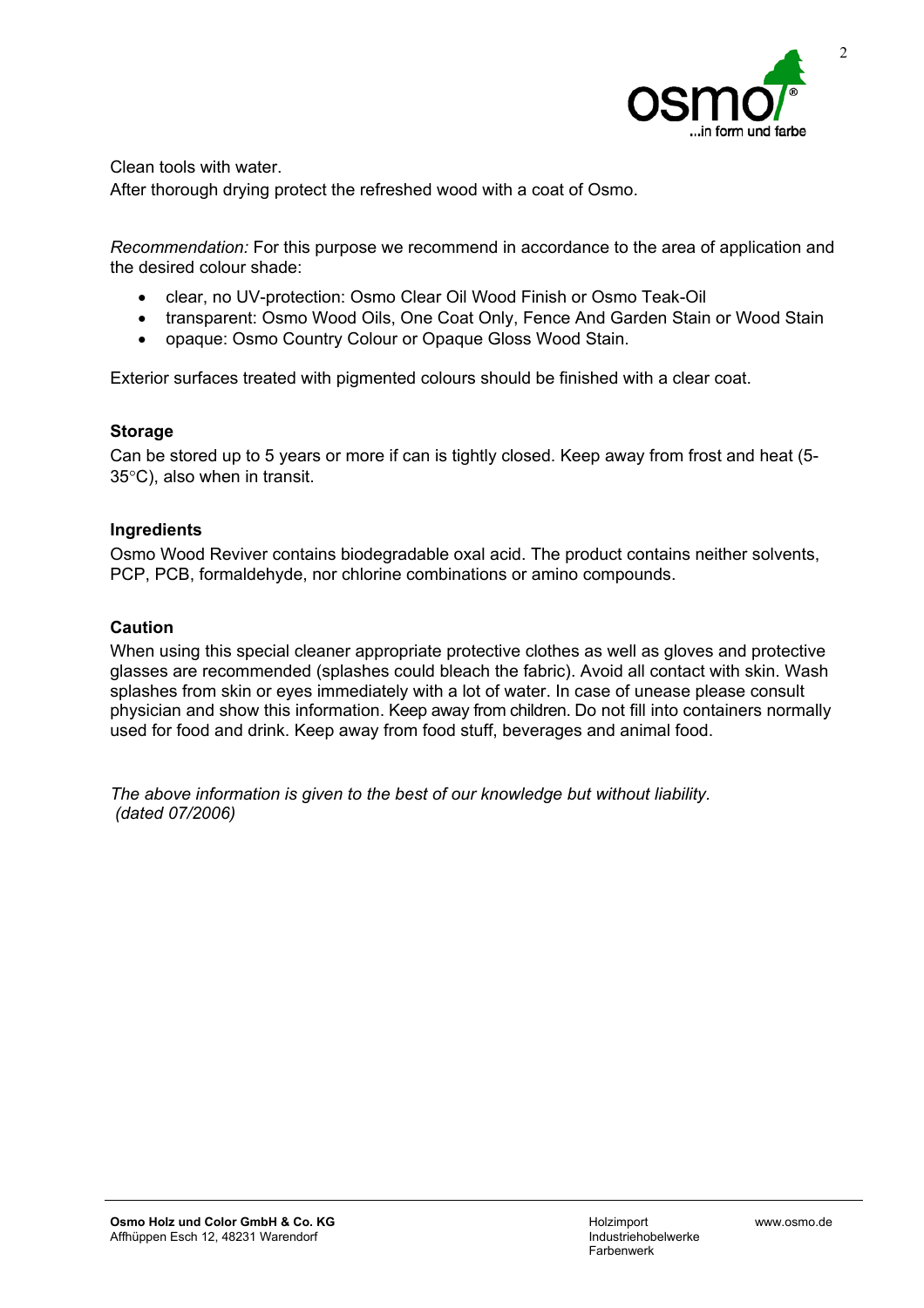Clean tools with water.
After thorough drying protect the refreshed wood with a coat of Osmo.

*Recommendation:* For this purpose we recommend in accordance to the area of application and the desired colour shade:

- clear, no UV-protection: Osmo Clear Oil Wood Finish or Osmo Teak-Oil
- transparent: Osmo Wood Oils, One Coat Only, Fence And Garden Stain or Wood Stain
- opaque: Osmo Country Colour or Opaque Gloss Wood Stain.

Exterior surfaces treated with pigmented colours should be finished with a clear coat.

**Storage**

Can be stored up to 5 years or more if can is tightly closed. Keep away from frost and heat (5-35°C), also when in transit.

**Ingredients**

Osmo Wood Reviver contains biodegradable oxal acid. The product contains neither solvents, PCP, PCB, formaldehyde, nor chlorine combinations or amino compounds.

**Caution**

When using this special cleaner appropriate protective clothes as well as gloves and protective glasses are recommended (splashes could bleach the fabric). Avoid all contact with skin. Wash splashes from skin or eyes immediately with a lot of water. In case of unease please consult physician and show this information. Keep away from children. Do not fill into containers normally used for food and drink. Keep away from food stuff, beverages and animal food.

*The above information is given to the best of our knowledge but without liability. (dated 07/2006)*

**Osmo Holz und Color GmbH & Co. KG**
Affhüppen Esch 12, 48231 Warendorf

Holzimport
Industriehobelwerke
Farbenwerk

www.osmo.de